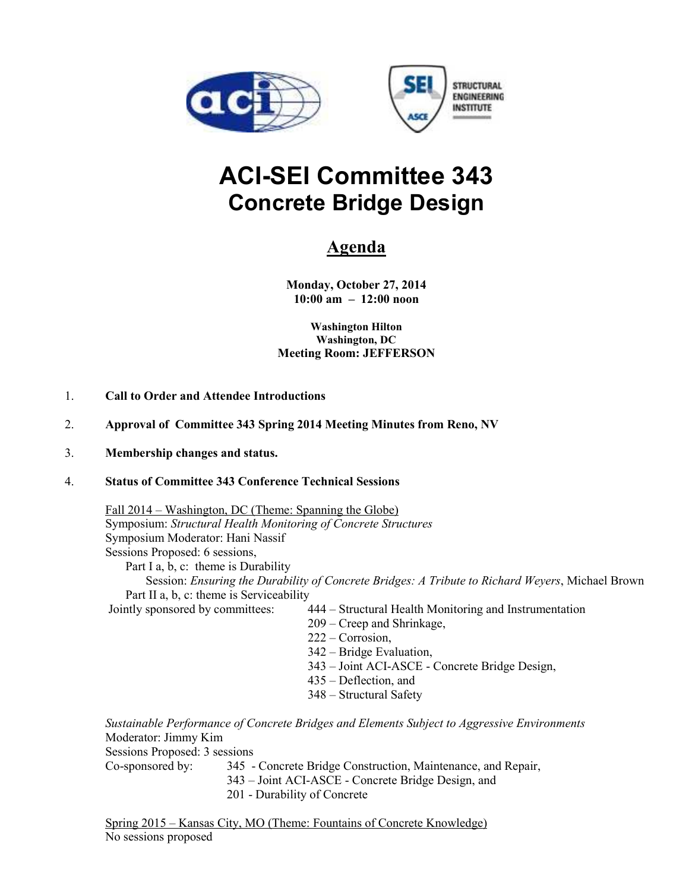# ACI-SEI Committee 343
## Concrete Bridge Design

### Agenda

**Monday, October 27, 2014**
**10:00 am – 12:00 noon**

**Washington Hilton**
**Washington, DC**
**Meeting Room: JEFFERSON**

1. **Call to Order and Attendee Introductions**

2. **Approval of Committee 343 Spring 2014 Meeting Minutes from Reno, NV**

3. **Membership changes and status.**

4. **Status of Committee 343 Conference Technical Sessions**

   Fall 2014 – Washington, DC (Theme: Spanning the Globe)
   Symposium: *Structural Health Monitoring of Concrete Structures*
   Symposium Moderator: Hani Nassif
   Sessions Proposed: 6 sessions,
   - Part I a, b, c: theme is Durability
     - Session: *Ensuring the Durability of Concrete Bridges: A Tribute to Richard Weyers*, Michael Brown
   - Part II a, b, c: theme is Serviceability

   Jointly sponsored by committees:
   - 444 – Structural Health Monitoring and Instrumentation
   - 209 – Creep and Shrinkage,
   - 222 – Corrosion,
   - 342 – Bridge Evaluation,
   - 343 – Joint ACI-ASCE - Concrete Bridge Design,
   - 435 – Deflection, and
   - 348 – Structural Safety

   *Sustainable Performance of Concrete Bridges and Elements Subject to Aggressive Environments*
   Moderator: Jimmy Kim
   Sessions Proposed: 3 sessions
   Co-sponsored by:
   - 345 - Concrete Bridge Construction, Maintenance, and Repair,
   - 343 – Joint ACI-ASCE - Concrete Bridge Design, and
   - 201 - Durability of Concrete

   Spring 2015 – Kansas City, MO (Theme: Fountains of Concrete Knowledge)
   No sessions proposed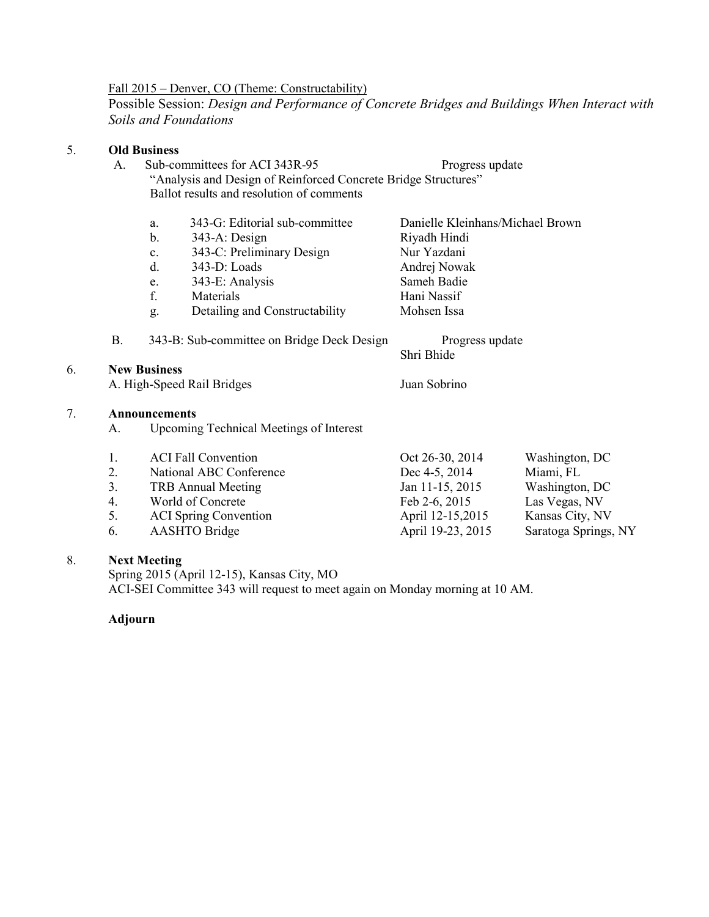Fall 2015 – Denver, CO (Theme: Constructability)

Possible Session: *Design and Performance of Concrete Bridges and Buildings When Interact with Soils and Foundations*

5. **Old Business**

   A. Sub-committees for ACI 343R-95 — Progress update
   "Analysis and Design of Reinforced Concrete Bridge Structures"
   Ballot results and resolution of comments

   | | | |
   |---|---|---|
   | a. | 343-G: Editorial sub-committee | Danielle Kleinhans/Michael Brown |
   | b. | 343-A: Design | Riyadh Hindi |
   | c. | 343-C: Preliminary Design | Nur Yazdani |
   | d. | 343-D: Loads | Andrej Nowak |
   | e. | 343-E: Analysis | Sameh Badie |
   | f. | Materials | Hani Nassif |
   | g. | Detailing and Constructability | Mohsen Issa |

   B. 343-B: Sub-committee on Bridge Deck Design — Progress update
   Shri Bhide

6. **New Business**

   A. High-Speed Rail Bridges — Juan Sobrino

7. **Announcements**

   A. Upcoming Technical Meetings of Interest

   | | | | |
   |---|---|---|---|
   | 1. | ACI Fall Convention | Oct 26-30, 2014 | Washington, DC |
   | 2. | National ABC Conference | Dec 4-5, 2014 | Miami, FL |
   | 3. | TRB Annual Meeting | Jan 11-15, 2015 | Washington, DC |
   | 4. | World of Concrete | Feb 2-6, 2015 | Las Vegas, NV |
   | 5. | ACI Spring Convention | April 12-15,2015 | Kansas City, NV |
   | 6. | AASHTO Bridge | April 19-23, 2015 | Saratoga Springs, NY |

8. **Next Meeting**

   Spring 2015 (April 12-15), Kansas City, MO
   ACI-SEI Committee 343 will request to meet again on Monday morning at 10 AM.

**Adjourn**